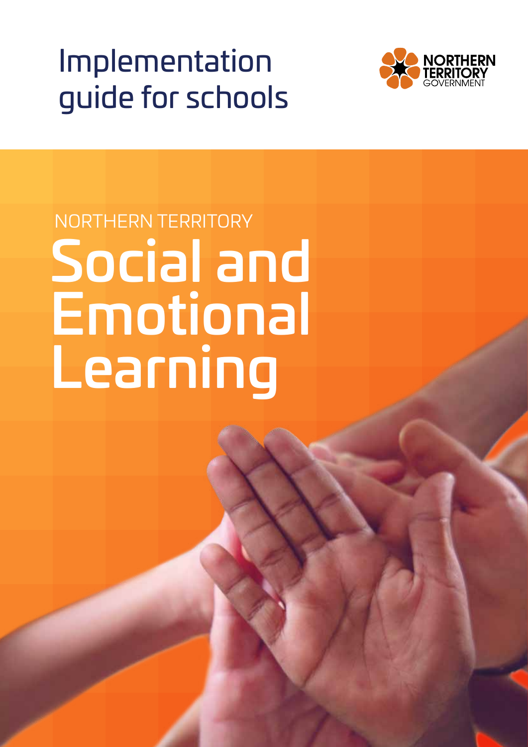# Implementation guide for schools

NORTHERN TERRITORY GOVERNMENT

NORTHERN TERRITORY

# Social and Emotional Learning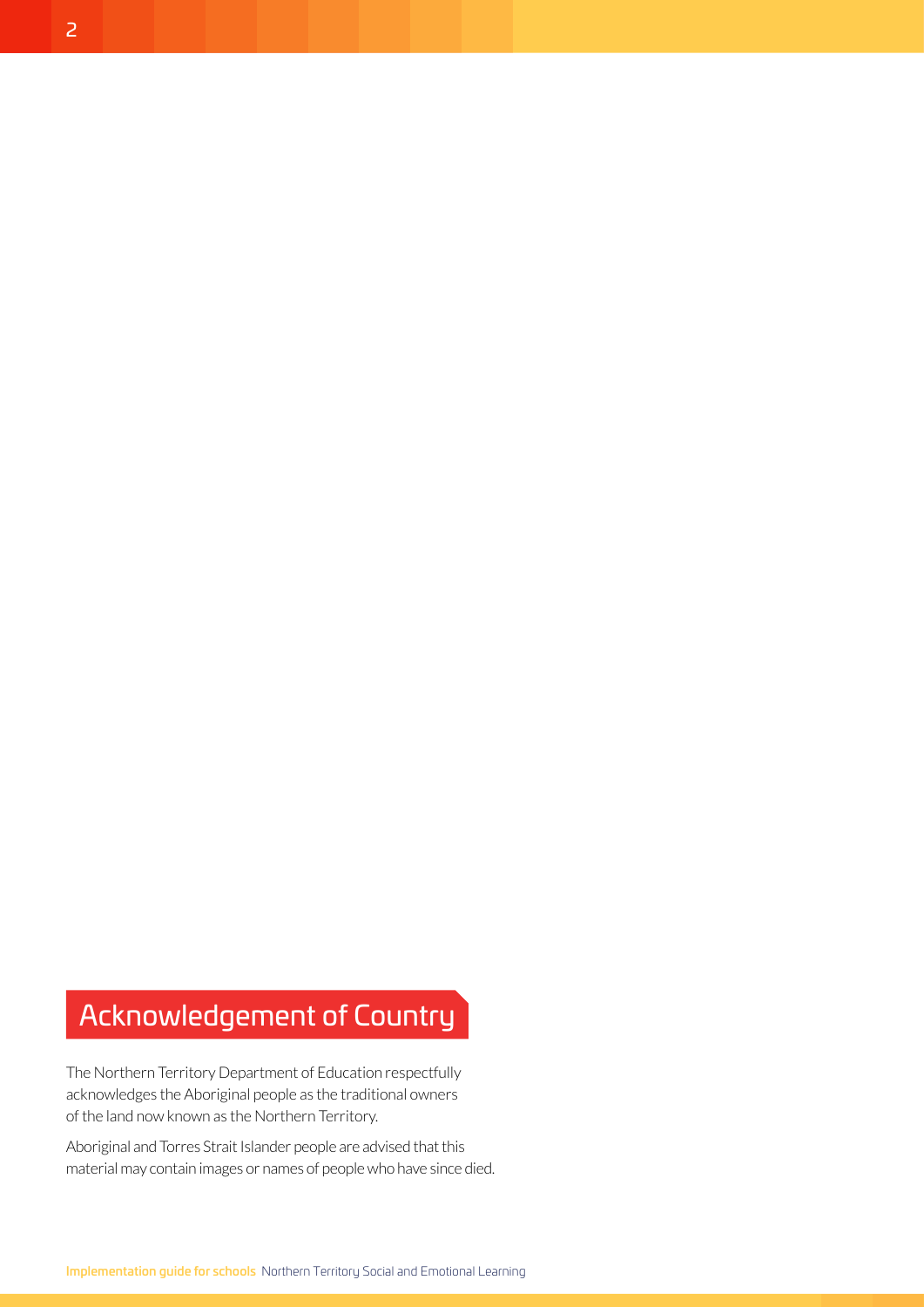## Acknowledgement of Country

The Northern Territory Department of Education respectfully acknowledges the Aboriginal people as the traditional owners of the land now known as the Northern Territory.

Aboriginal and Torres Strait Islander people are advised that this material may contain images or names of people who have since died.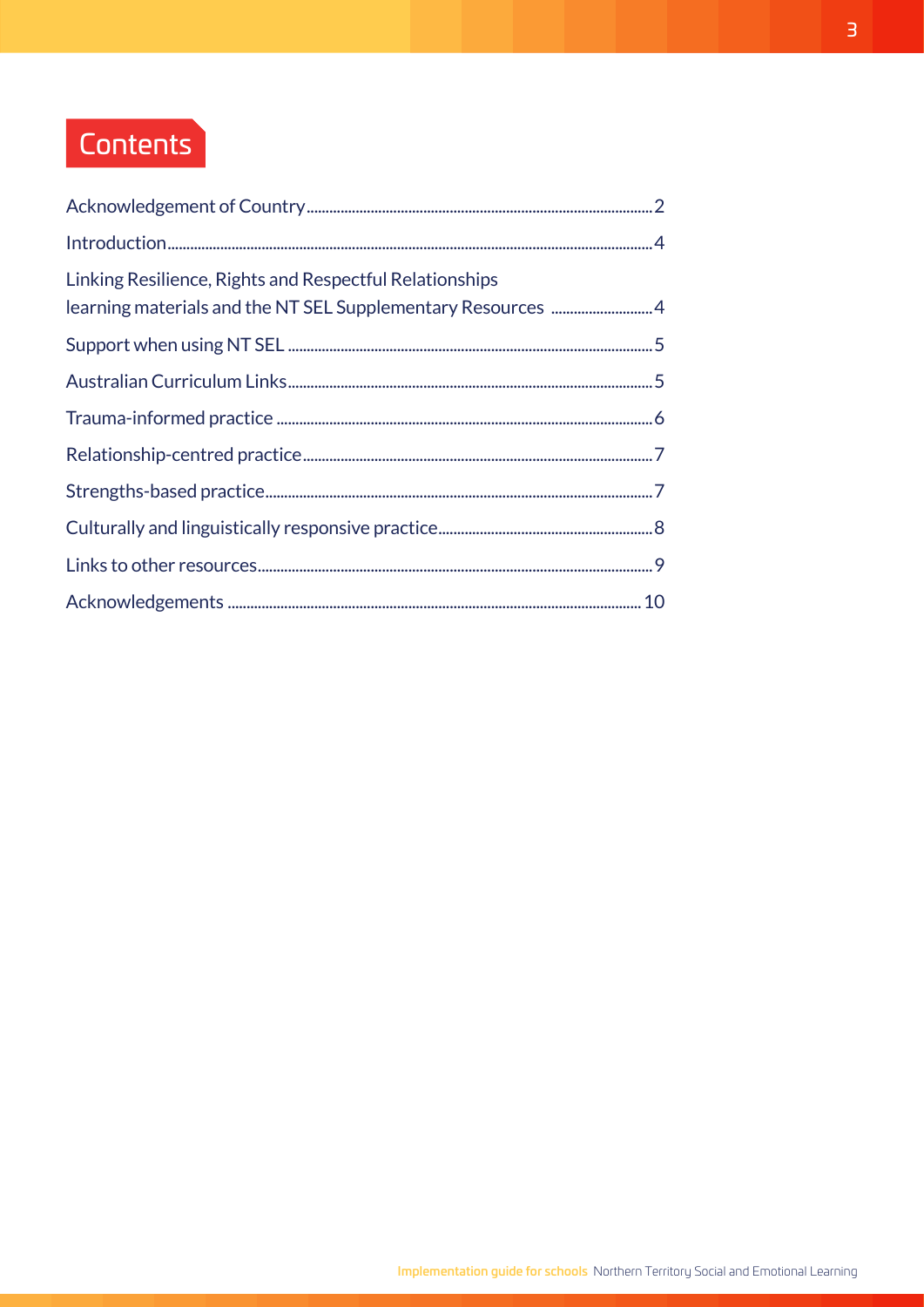# Contents

| | |
|---|---|
| Acknowledgement of Country | 2 |
| Introduction | 4 |
| Linking Resilience, Rights and Respectful Relationships learning materials and the NT SEL Supplementary Resources | 4 |
| Support when using NT SEL | 5 |
| Australian Curriculum Links | 5 |
| Trauma-informed practice | 6 |
| Relationship-centred practice | 7 |
| Strengths-based practice | 7 |
| Culturally and linguistically responsive practice | 8 |
| Links to other resources | 9 |
| Acknowledgements | 10 |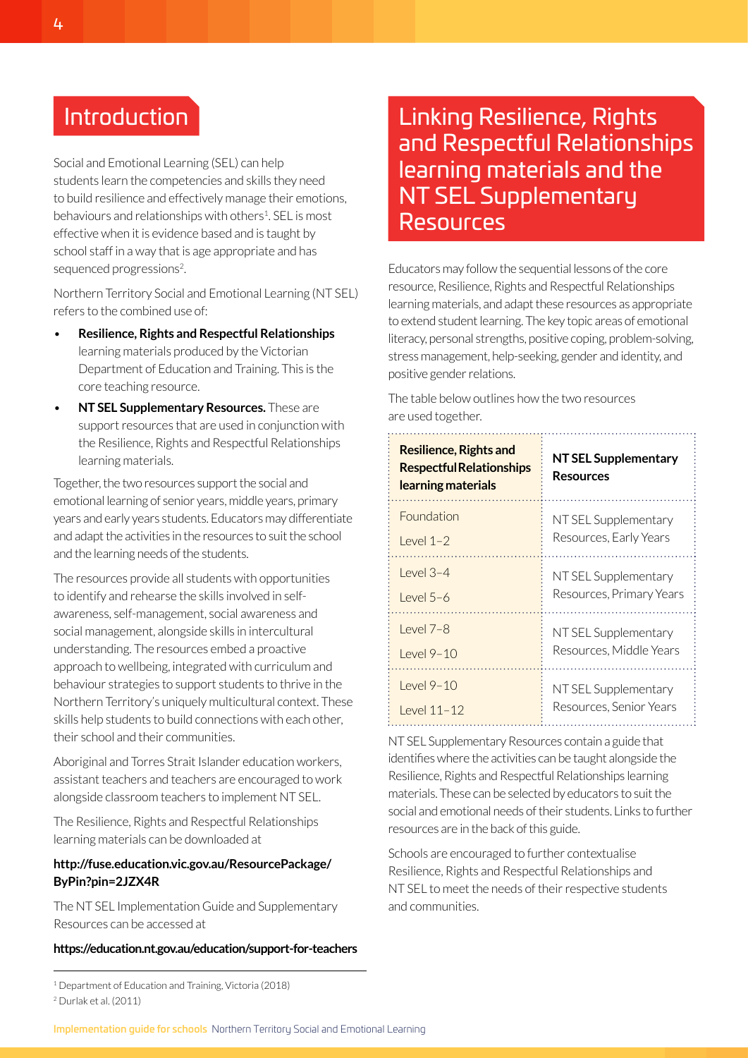## Introduction

Social and Emotional Learning (SEL) can help students learn the competencies and skills they need to build resilience and effectively manage their emotions, behaviours and relationships with others[1]. SEL is most effective when it is evidence based and is taught by school staff in a way that is age appropriate and has sequenced progressions[2].

Northern Territory Social and Emotional Learning (NT SEL) refers to the combined use of:

- **Resilience, Rights and Respectful Relationships** learning materials produced by the Victorian Department of Education and Training. This is the core teaching resource.
- **NT SEL Supplementary Resources.** These are support resources that are used in conjunction with the Resilience, Rights and Respectful Relationships learning materials.

Together, the two resources support the social and emotional learning of senior years, middle years, primary years and early years students. Educators may differentiate and adapt the activities in the resources to suit the school and the learning needs of the students.

The resources provide all students with opportunities to identify and rehearse the skills involved in self-awareness, self-management, social awareness and social management, alongside skills in intercultural understanding. The resources embed a proactive approach to wellbeing, integrated with curriculum and behaviour strategies to support students to thrive in the Northern Territory's uniquely multicultural context. These skills help students to build connections with each other, their school and their communities.

Aboriginal and Torres Strait Islander education workers, assistant teachers and teachers are encouraged to work alongside classroom teachers to implement NT SEL.

The Resilience, Rights and Respectful Relationships learning materials can be downloaded at

**http://fuse.education.vic.gov.au/ResourcePackage/ByPin?pin=2JZX4R**

The NT SEL Implementation Guide and Supplementary Resources can be accessed at

**https://education.nt.gov.au/education/support-for-teachers**

[1] Department of Education and Training, Victoria (2018)

[2] Durlak et al. (2011)

## Linking Resilience, Rights and Respectful Relationships learning materials and the NT SEL Supplementary Resources

Educators may follow the sequential lessons of the core resource, Resilience, Rights and Respectful Relationships learning materials, and adapt these resources as appropriate to extend student learning. The key topic areas of emotional literacy, personal strengths, positive coping, problem-solving, stress management, help-seeking, gender and identity, and positive gender relations.

The table below outlines how the two resources are used together.

| Resilience, Rights and Respectful Relationships learning materials | NT SEL Supplementary Resources |
|---|---|
| Foundation<br>Level 1–2 | NT SEL Supplementary Resources, Early Years |
| Level 3–4<br>Level 5–6 | NT SEL Supplementary Resources, Primary Years |
| Level 7–8<br>Level 9–10 | NT SEL Supplementary Resources, Middle Years |
| Level 9–10<br>Level 11–12 | NT SEL Supplementary Resources, Senior Years |

NT SEL Supplementary Resources contain a guide that identifies where the activities can be taught alongside the Resilience, Rights and Respectful Relationships learning materials. These can be selected by educators to suit the social and emotional needs of their students. Links to further resources are in the back of this guide.

Schools are encouraged to further contextualise Resilience, Rights and Respectful Relationships and NT SEL to meet the needs of their respective students and communities.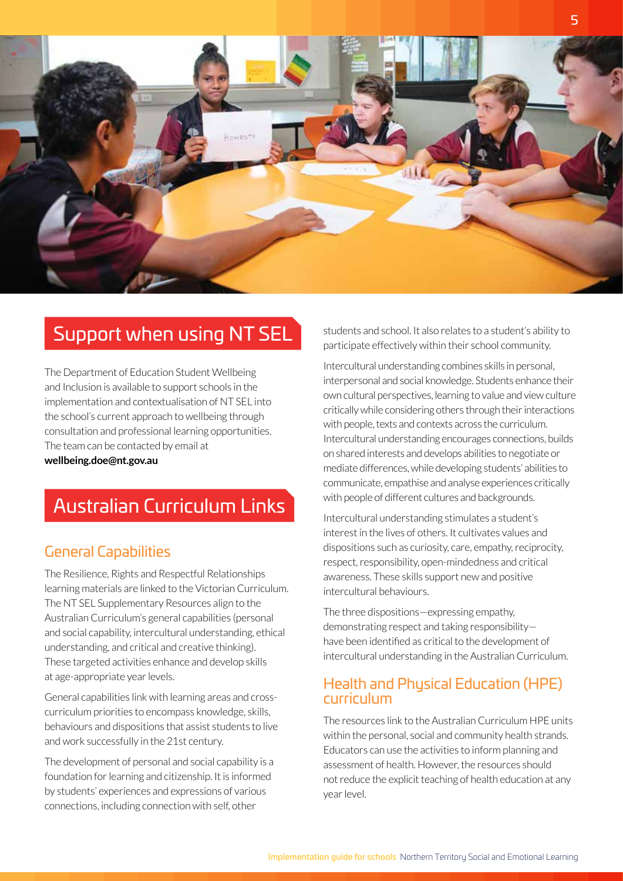## Support when using NT SEL

The Department of Education Student Wellbeing and Inclusion is available to support schools in the implementation and contextualisation of NT SEL into the school's current approach to wellbeing through consultation and professional learning opportunities. The team can be contacted by email at **wellbeing.doe@nt.gov.au**

## Australian Curriculum Links

### General Capabilities

The Resilience, Rights and Respectful Relationships learning materials are linked to the Victorian Curriculum. The NT SEL Supplementary Resources align to the Australian Curriculum's general capabilities (personal and social capability, intercultural understanding, ethical understanding, and critical and creative thinking). These targeted activities enhance and develop skills at age-appropriate year levels.

General capabilities link with learning areas and cross-curriculum priorities to encompass knowledge, skills, behaviours and dispositions that assist students to live and work successfully in the 21st century.

The development of personal and social capability is a foundation for learning and citizenship. It is informed by students' experiences and expressions of various connections, including connection with self, other students and school. It also relates to a student's ability to participate effectively within their school community.

Intercultural understanding combines skills in personal, interpersonal and social knowledge. Students enhance their own cultural perspectives, learning to value and view culture critically while considering others through their interactions with people, texts and contexts across the curriculum. Intercultural understanding encourages connections, builds on shared interests and develops abilities to negotiate or mediate differences, while developing students' abilities to communicate, empathise and analyse experiences critically with people of different cultures and backgrounds.

Intercultural understanding stimulates a student's interest in the lives of others. It cultivates values and dispositions such as curiosity, care, empathy, reciprocity, respect, responsibility, open-mindedness and critical awareness. These skills support new and positive intercultural behaviours.

The three dispositions—expressing empathy, demonstrating respect and taking responsibility—have been identified as critical to the development of intercultural understanding in the Australian Curriculum.

### Health and Physical Education (HPE) curriculum

The resources link to the Australian Curriculum HPE units within the personal, social and community health strands. Educators can use the activities to inform planning and assessment of health. However, the resources should not reduce the explicit teaching of health education at any year level.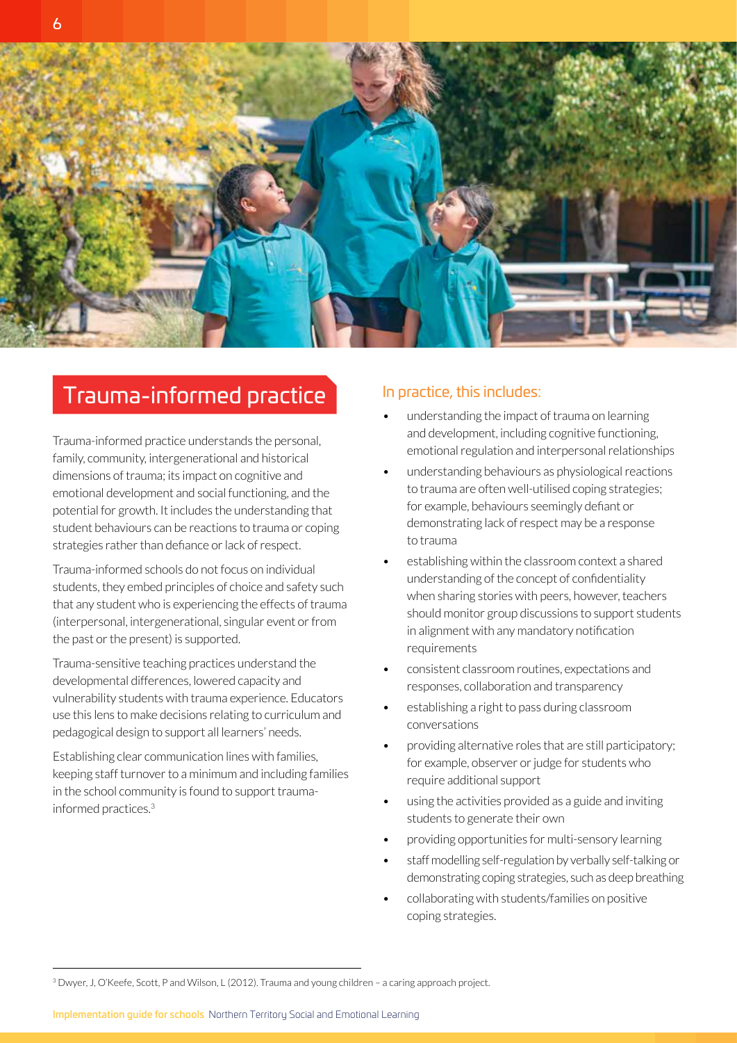## Trauma-informed practice

Trauma-informed practice understands the personal, family, community, intergenerational and historical dimensions of trauma; its impact on cognitive and emotional development and social functioning, and the potential for growth. It includes the understanding that student behaviours can be reactions to trauma or coping strategies rather than defiance or lack of respect.

Trauma-informed schools do not focus on individual students, they embed principles of choice and safety such that any student who is experiencing the effects of trauma (interpersonal, intergenerational, singular event or from the past or the present) is supported.

Trauma-sensitive teaching practices understand the developmental differences, lowered capacity and vulnerability students with trauma experience. Educators use this lens to make decisions relating to curriculum and pedagogical design to support all learners' needs.

Establishing clear communication lines with families, keeping staff turnover to a minimum and including families in the school community is found to support trauma-informed practices.[3]

### In practice, this includes:

- understanding the impact of trauma on learning and development, including cognitive functioning, emotional regulation and interpersonal relationships
- understanding behaviours as physiological reactions to trauma are often well-utilised coping strategies; for example, behaviours seemingly defiant or demonstrating lack of respect may be a response to trauma
- establishing within the classroom context a shared understanding of the concept of confidentiality when sharing stories with peers, however, teachers should monitor group discussions to support students in alignment with any mandatory notification requirements
- consistent classroom routines, expectations and responses, collaboration and transparency
- establishing a right to pass during classroom conversations
- providing alternative roles that are still participatory; for example, observer or judge for students who require additional support
- using the activities provided as a guide and inviting students to generate their own
- providing opportunities for multi-sensory learning
- staff modelling self-regulation by verbally self-talking or demonstrating coping strategies, such as deep breathing
- collaborating with students/families on positive coping strategies.

---

[3] Dwyer, J, O'Keefe, Scott, P and Wilson, L (2012). Trauma and young children – a caring approach project.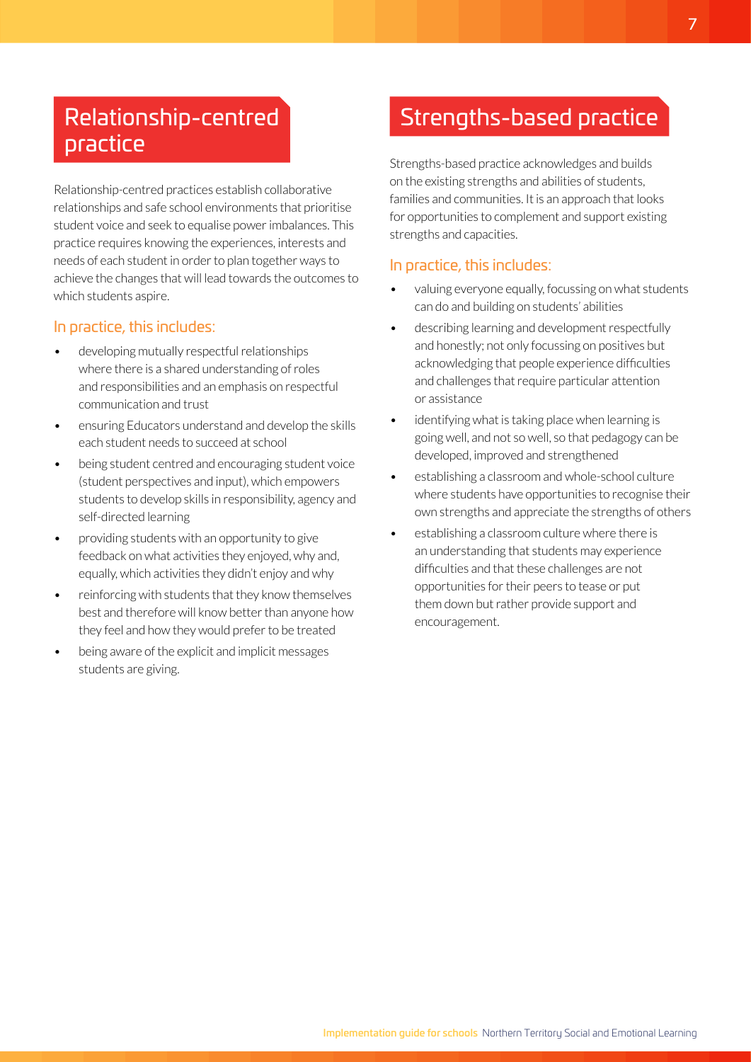## Relationship-centred practice

Relationship-centred practices establish collaborative relationships and safe school environments that prioritise student voice and seek to equalise power imbalances. This practice requires knowing the experiences, interests and needs of each student in order to plan together ways to achieve the changes that will lead towards the outcomes to which students aspire.

### In practice, this includes:

- developing mutually respectful relationships where there is a shared understanding of roles and responsibilities and an emphasis on respectful communication and trust
- ensuring Educators understand and develop the skills each student needs to succeed at school
- being student centred and encouraging student voice (student perspectives and input), which empowers students to develop skills in responsibility, agency and self-directed learning
- providing students with an opportunity to give feedback on what activities they enjoyed, why and, equally, which activities they didn't enjoy and why
- reinforcing with students that they know themselves best and therefore will know better than anyone how they feel and how they would prefer to be treated
- being aware of the explicit and implicit messages students are giving.

## Strengths-based practice

Strengths-based practice acknowledges and builds on the existing strengths and abilities of students, families and communities. It is an approach that looks for opportunities to complement and support existing strengths and capacities.

### In practice, this includes:

- valuing everyone equally, focussing on what students can do and building on students' abilities
- describing learning and development respectfully and honestly; not only focussing on positives but acknowledging that people experience difficulties and challenges that require particular attention or assistance
- identifying what is taking place when learning is going well, and not so well, so that pedagogy can be developed, improved and strengthened
- establishing a classroom and whole-school culture where students have opportunities to recognise their own strengths and appreciate the strengths of others
- establishing a classroom culture where there is an understanding that students may experience difficulties and that these challenges are not opportunities for their peers to tease or put them down but rather provide support and encouragement.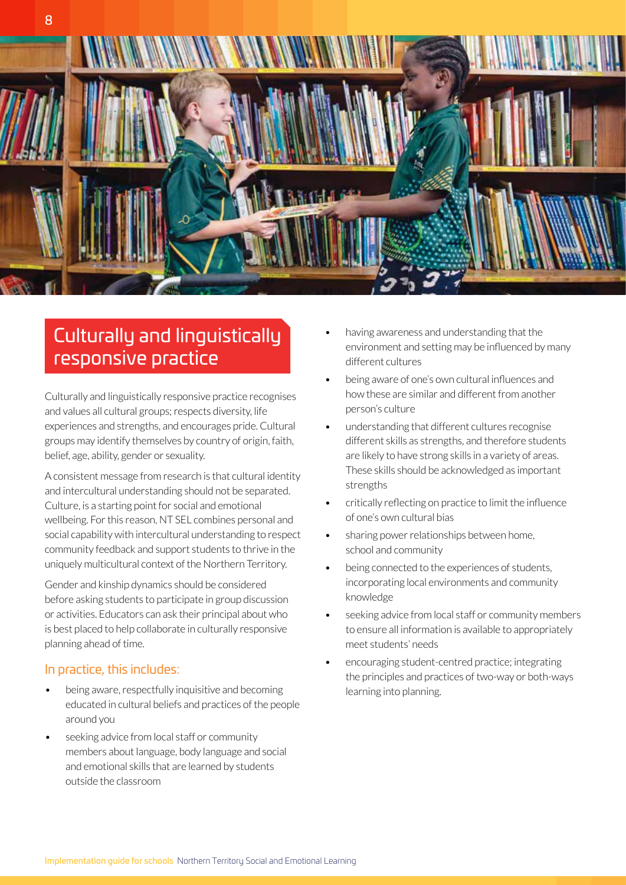## Culturally and linguistically responsive practice

Culturally and linguistically responsive practice recognises and values all cultural groups; respects diversity, life experiences and strengths, and encourages pride. Cultural groups may identify themselves by country of origin, faith, belief, age, ability, gender or sexuality.

A consistent message from research is that cultural identity and intercultural understanding should not be separated. Culture, is a starting point for social and emotional wellbeing. For this reason, NT SEL combines personal and social capability with intercultural understanding to respect community feedback and support students to thrive in the uniquely multicultural context of the Northern Territory.

Gender and kinship dynamics should be considered before asking students to participate in group discussion or activities. Educators can ask their principal about who is best placed to help collaborate in culturally responsive planning ahead of time.

### In practice, this includes:

- being aware, respectfully inquisitive and becoming educated in cultural beliefs and practices of the people around you
- seeking advice from local staff or community members about language, body language and social and emotional skills that are learned by students outside the classroom
- having awareness and understanding that the environment and setting may be influenced by many different cultures
- being aware of one's own cultural influences and how these are similar and different from another person's culture
- understanding that different cultures recognise different skills as strengths, and therefore students are likely to have strong skills in a variety of areas. These skills should be acknowledged as important strengths
- critically reflecting on practice to limit the influence of one's own cultural bias
- sharing power relationships between home, school and community
- being connected to the experiences of students, incorporating local environments and community knowledge
- seeking advice from local staff or community members to ensure all information is available to appropriately meet students' needs
- encouraging student-centred practice; integrating the principles and practices of two-way or both-ways learning into planning.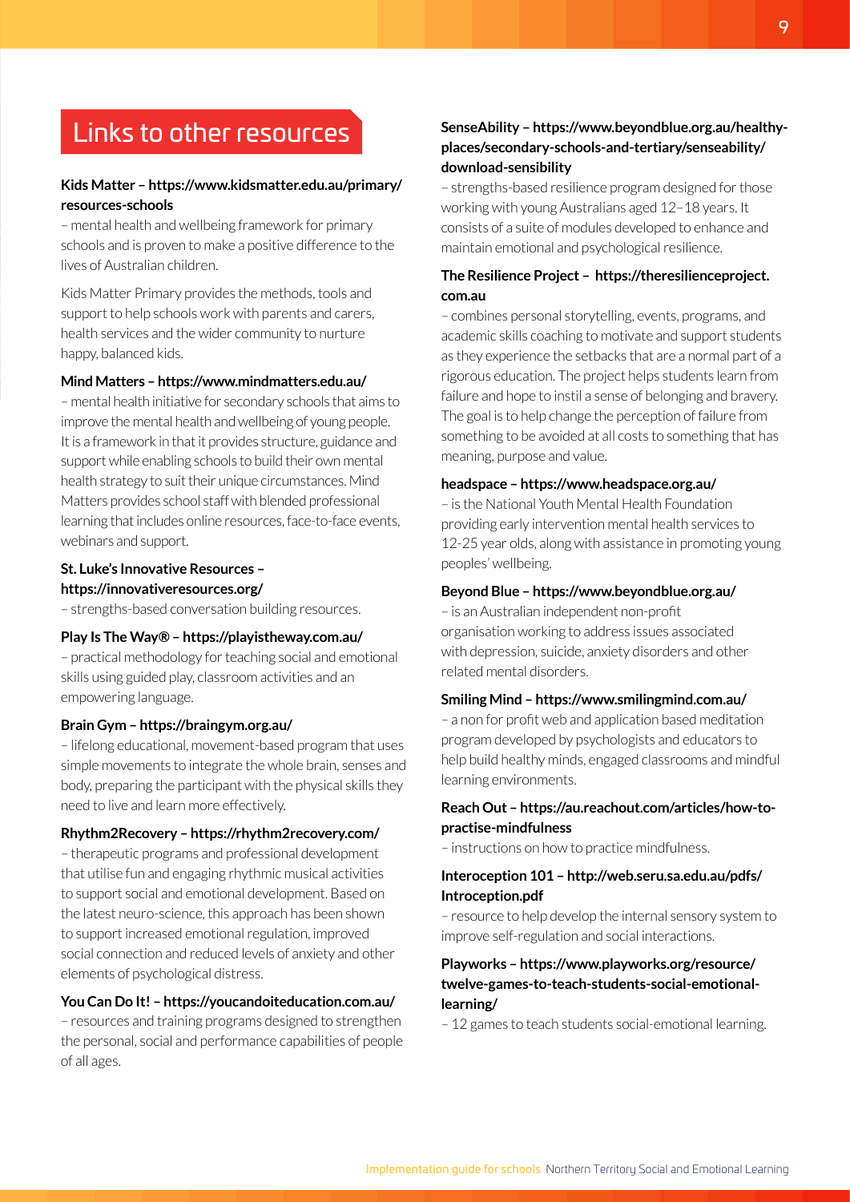## Links to other resources

**Kids Matter – https://www.kidsmatter.edu.au/primary/resources-schools**
– mental health and wellbeing framework for primary schools and is proven to make a positive difference to the lives of Australian children.

Kids Matter Primary provides the methods, tools and support to help schools work with parents and carers, health services and the wider community to nurture happy, balanced kids.

**Mind Matters – https://www.mindmatters.edu.au/**
– mental health initiative for secondary schools that aims to improve the mental health and wellbeing of young people. It is a framework in that it provides structure, guidance and support while enabling schools to build their own mental health strategy to suit their unique circumstances. Mind Matters provides school staff with blended professional learning that includes online resources, face-to-face events, webinars and support.

**St. Luke's Innovative Resources – https://innovativeresources.org/**
– strengths-based conversation building resources.

**Play Is The Way® – https://playistheway.com.au/**
– practical methodology for teaching social and emotional skills using guided play, classroom activities and an empowering language.

**Brain Gym – https://braingym.org.au/**
– lifelong educational, movement-based program that uses simple movements to integrate the whole brain, senses and body, preparing the participant with the physical skills they need to live and learn more effectively.

**Rhythm2Recovery – https://rhythm2recovery.com/**
– therapeutic programs and professional development that utilise fun and engaging rhythmic musical activities to support social and emotional development. Based on the latest neuro-science, this approach has been shown to support increased emotional regulation, improved social connection and reduced levels of anxiety and other elements of psychological distress.

**You Can Do It! – https://youcandoiteducation.com.au/**
– resources and training programs designed to strengthen the personal, social and performance capabilities of people of all ages.

**SenseAbility – https://www.beyondblue.org.au/healthy-places/secondary-schools-and-tertiary/senseability/download-sensibility**
– strengths-based resilience program designed for those working with young Australians aged 12–18 years. It consists of a suite of modules developed to enhance and maintain emotional and psychological resilience.

**The Resilience Project – https://theresilienceproject.com.au**
– combines personal storytelling, events, programs, and academic skills coaching to motivate and support students as they experience the setbacks that are a normal part of a rigorous education. The project helps students learn from failure and hope to instil a sense of belonging and bravery. The goal is to help change the perception of failure from something to be avoided at all costs to something that has meaning, purpose and value.

**headspace – https://www.headspace.org.au/**
– is the National Youth Mental Health Foundation providing early intervention mental health services to 12-25 year olds, along with assistance in promoting young peoples' wellbeing.

**Beyond Blue – https://www.beyondblue.org.au/**
– is an Australian independent non-profit organisation working to address issues associated with depression, suicide, anxiety disorders and other related mental disorders.

**Smiling Mind – https://www.smilingmind.com.au/**
– a non for profit web and application based meditation program developed by psychologists and educators to help build healthy minds, engaged classrooms and mindful learning environments.

**Reach Out – https://au.reachout.com/articles/how-to-practise-mindfulness**
– instructions on how to practice mindfulness.

**Interoception 101 – http://web.seru.sa.edu.au/pdfs/Introception.pdf**
– resource to help develop the internal sensory system to improve self-regulation and social interactions.

**Playworks – https://www.playworks.org/resource/twelve-games-to-teach-students-social-emotional-learning/**
– 12 games to teach students social-emotional learning.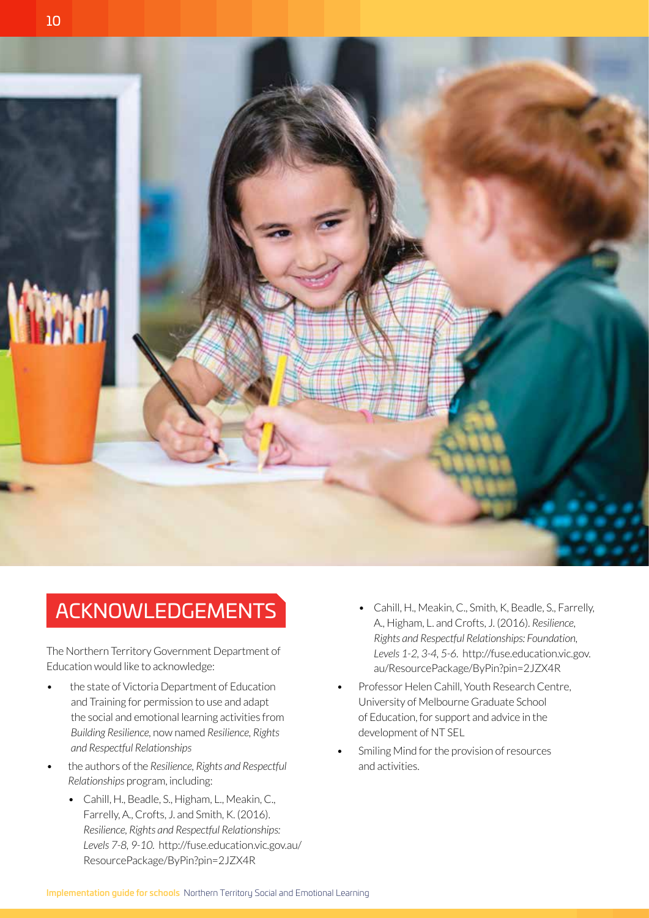## ACKNOWLEDGEMENTS

The Northern Territory Government Department of Education would like to acknowledge:

- the state of Victoria Department of Education and Training for permission to use and adapt the social and emotional learning activities from *Building Resilience*, now named *Resilience, Rights and Respectful Relationships*
- the authors of the *Resilience, Rights and Respectful Relationships* program, including:
  - Cahill, H., Beadle, S., Higham, L., Meakin, C., Farrelly, A., Crofts, J. and Smith, K. (2016). *Resilience, Rights and Respectful Relationships: Levels 7-8, 9-10.* http://fuse.education.vic.gov.au/ResourcePackage/ByPin?pin=2JZX4R
  - Cahill, H., Meakin, C., Smith, K, Beadle, S., Farrelly, A., Higham, L. and Crofts, J. (2016). *Resilience, Rights and Respectful Relationships: Foundation, Levels 1-2, 3-4, 5-6.* http://fuse.education.vic.gov.au/ResourcePackage/ByPin?pin=2JZX4R
- Professor Helen Cahill, Youth Research Centre, University of Melbourne Graduate School of Education, for support and advice in the development of NT SEL
- Smiling Mind for the provision of resources and activities.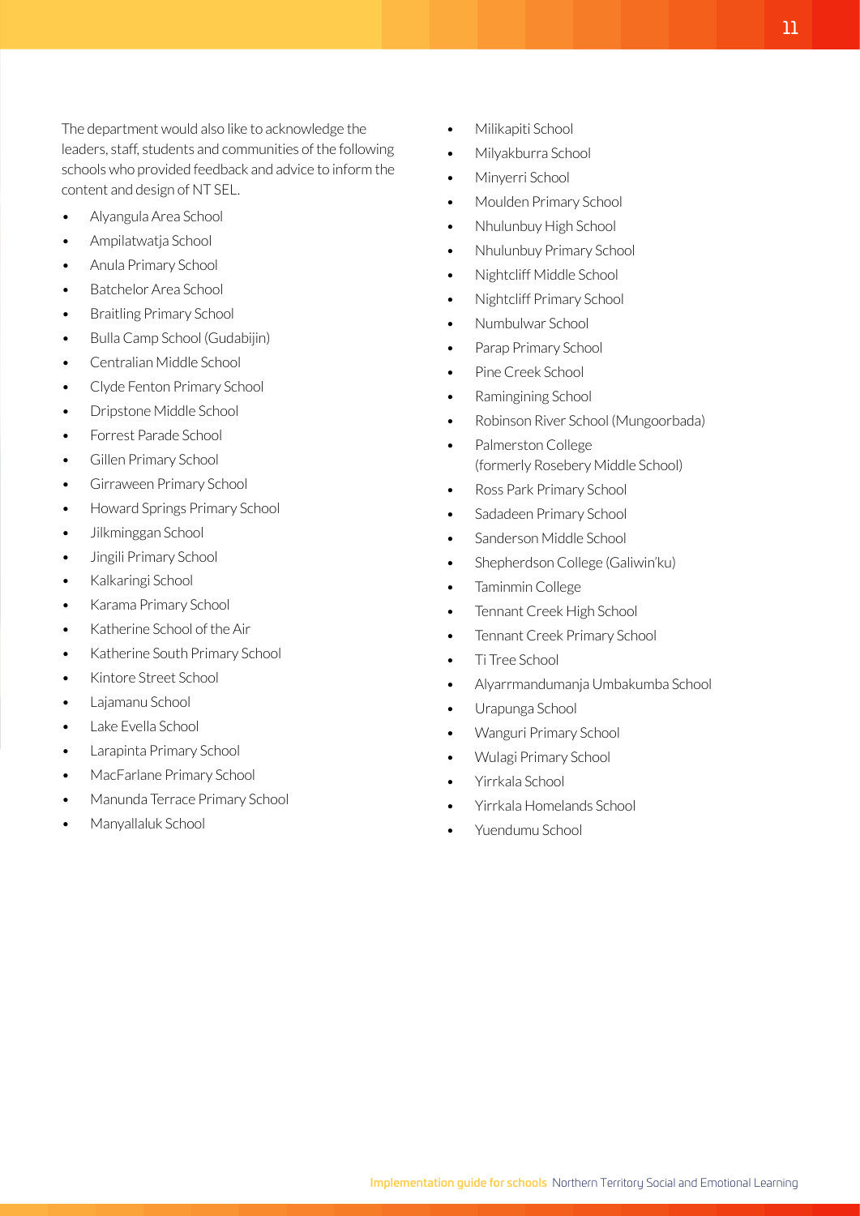The department would also like to acknowledge the leaders, staff, students and communities of the following schools who provided feedback and advice to inform the content and design of NT SEL.

- Alyangula Area School
- Ampilatwatja School
- Anula Primary School
- Batchelor Area School
- Braitling Primary School
- Bulla Camp School (Gudabijin)
- Centralian Middle School
- Clyde Fenton Primary School
- Dripstone Middle School
- Forrest Parade School
- Gillen Primary School
- Girraween Primary School
- Howard Springs Primary School
- Jilkminggan School
- Jingili Primary School
- Kalkaringi School
- Karama Primary School
- Katherine School of the Air
- Katherine South Primary School
- Kintore Street School
- Lajamanu School
- Lake Evella School
- Larapinta Primary School
- MacFarlane Primary School
- Manunda Terrace Primary School
- Manyallaluk School
- Milikapiti School
- Milyakburra School
- Minyerri School
- Moulden Primary School
- Nhulunbuy High School
- Nhulunbuy Primary School
- Nightcliff Middle School
- Nightcliff Primary School
- Numbulwar School
- Parap Primary School
- Pine Creek School
- Ramingining School
- Robinson River School (Mungoorbada)
- Palmerston College (formerly Rosebery Middle School)
- Ross Park Primary School
- Sadadeen Primary School
- Sanderson Middle School
- Shepherdson College (Galiwin'ku)
- Taminmin College
- Tennant Creek High School
- Tennant Creek Primary School
- Ti Tree School
- Alyarrmandumanja Umbakumba School
- Urapunga School
- Wanguri Primary School
- Wulagi Primary School
- Yirrkala School
- Yirrkala Homelands School
- Yuendumu School